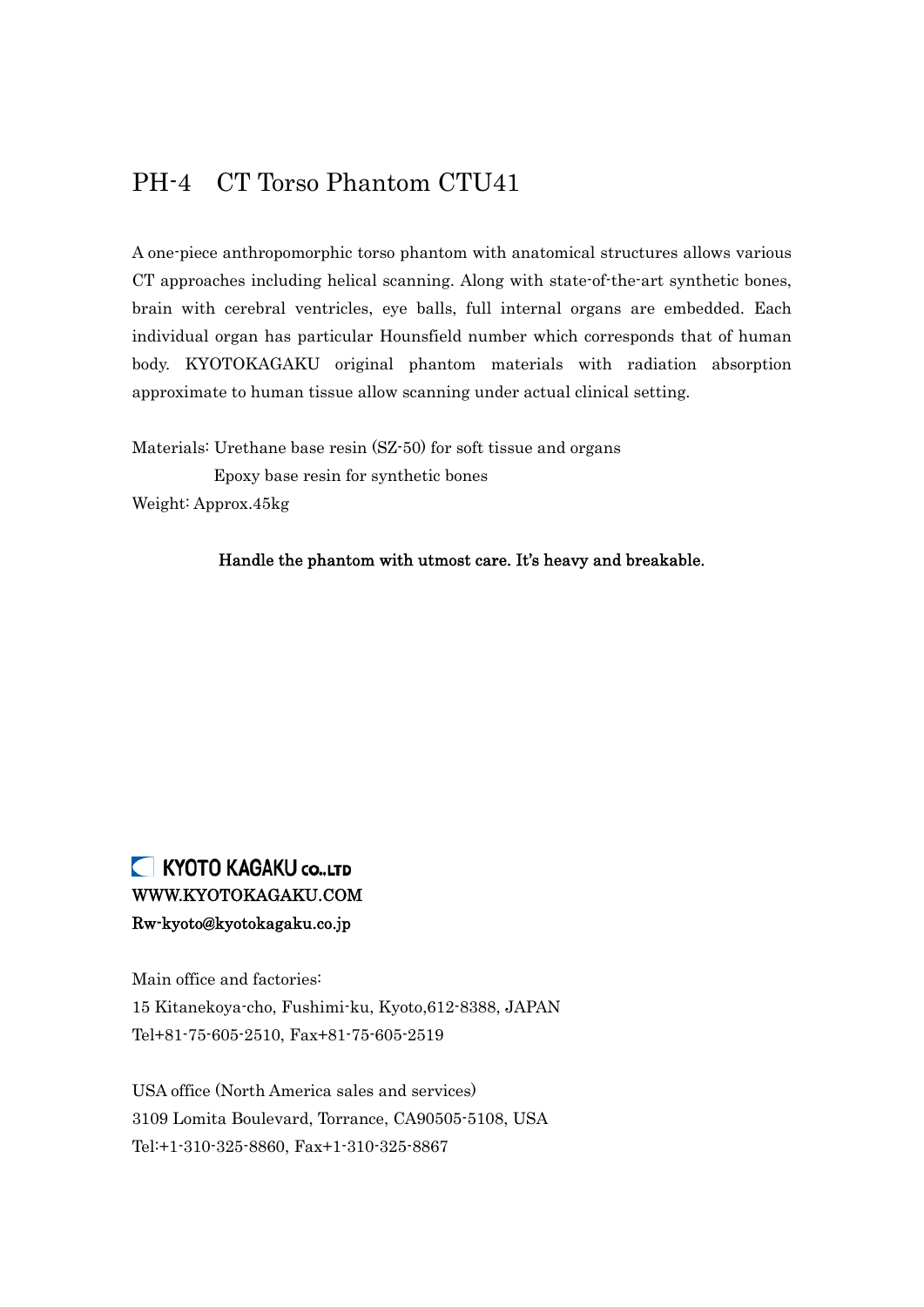# PH-4　CT Torso Phantom CTU41

A one-piece anthropomorphic torso phantom with anatomical structures allows various CT approaches including helical scanning. Along with state-of-the-art synthetic bones, brain with cerebral ventricles, eye balls, full internal organs are embedded. Each individual organ has particular Hounsfield number which corresponds that of human body. KYOTOKAGAKU original phantom materials with radiation absorption approximate to human tissue allow scanning under actual clinical setting.

Materials: Urethane base resin (SZ-50) for soft tissue and organs
　　　　　Epoxy base resin for synthetic bones
Weight: Approx.45kg

**Handle the phantom with utmost care. It's heavy and breakable.**

**KYOTO KAGAKU CO.,LTD**
WWW.KYOTOKAGAKU.COM
Rw-kyoto@kyotokagaku.co.jp

Main office and factories:
15 Kitanekoya-cho, Fushimi-ku, Kyoto,612-8388, JAPAN
Tel+81-75-605-2510, Fax+81-75-605-2519

USA office (North America sales and services)
3109 Lomita Boulevard, Torrance, CA90505-5108, USA
Tel:+1-310-325-8860, Fax+1-310-325-8867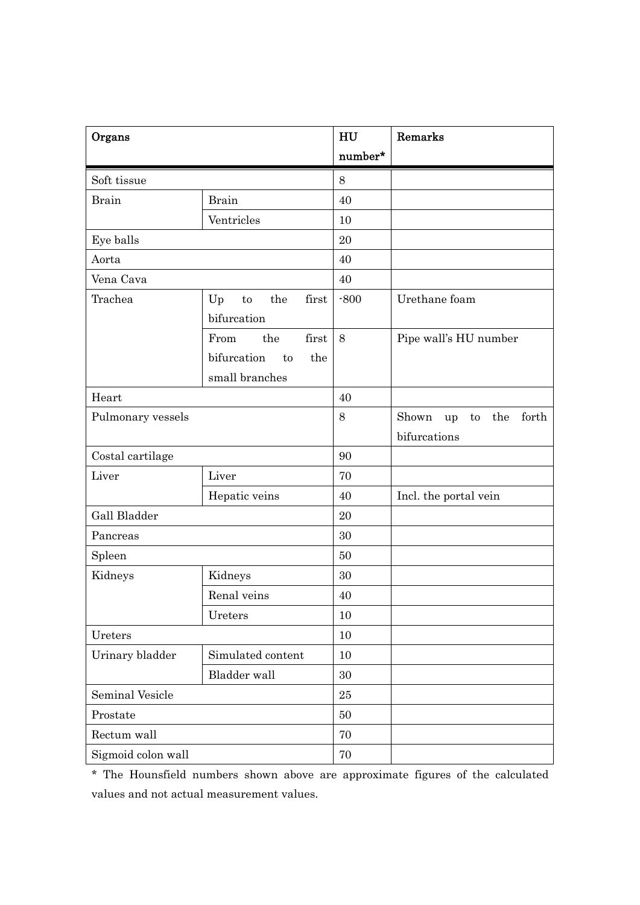| Organs | | HU number* | Remarks |
| --- | --- | --- | --- |
| Soft tissue | | 8 | |
| Brain | Brain | 40 | |
| | Ventricles | 10 | |
| Eye balls | | 20 | |
| Aorta | | 40 | |
| Vena Cava | | 40 | |
| Trachea | Up to the first bifurcation | -800 | Urethane foam |
| | From the first bifurcation to the small branches | 8 | Pipe wall's HU number |
| Heart | | 40 | |
| Pulmonary vessels | | 8 | Shown up to the forth bifurcations |
| Costal cartilage | | 90 | |
| Liver | Liver | 70 | |
| | Hepatic veins | 40 | Incl. the portal vein |
| Gall Bladder | | 20 | |
| Pancreas | | 30 | |
| Spleen | | 50 | |
| Kidneys | Kidneys | 30 | |
| | Renal veins | 40 | |
| | Ureters | 10 | |
| Ureters | | 10 | |
| Urinary bladder | Simulated content | 10 | |
| | Bladder wall | 30 | |
| Seminal Vesicle | | 25 | |
| Prostate | | 50 | |
| Rectum wall | | 70 | |
| Sigmoid colon wall | | 70 | |

* The Hounsfield numbers shown above are approximate figures of the calculated values and not actual measurement values.